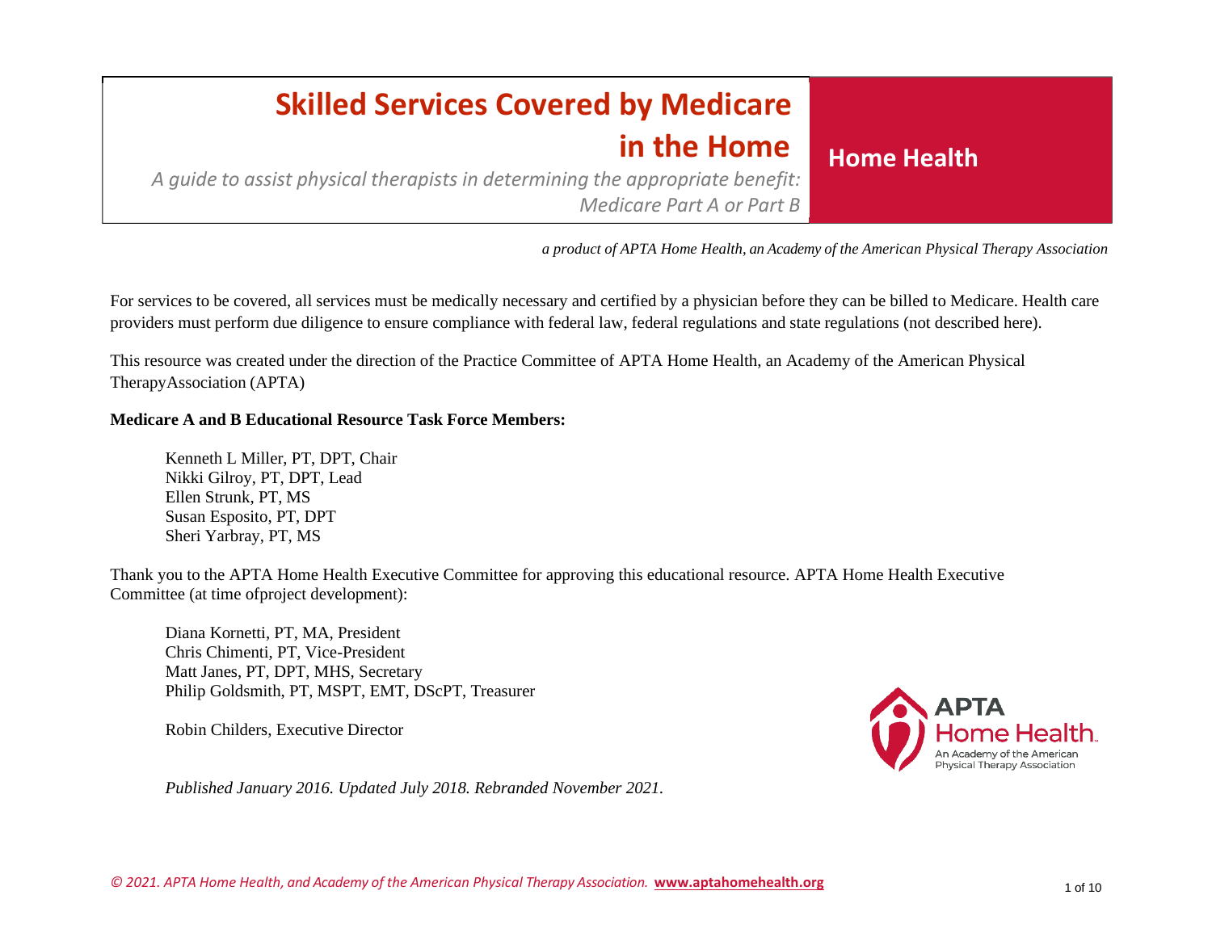# Skilled Services Covered by Medicare in the Home

**Home Health**

*A guide to assist physical therapists in determining the appropriate benefit: Medicare Part A or Part B*

*a product of APTA Home Health, an Academy of the American Physical Therapy Association*

For services to be covered, all services must be medically necessary and certified by a physician before they can be billed to Medicare. Health care providers must perform due diligence to ensure compliance with federal law, federal regulations and state regulations (not described here).

This resource was created under the direction of the Practice Committee of APTA Home Health, an Academy of the American Physical TherapyAssociation (APTA)

**Medicare A and B Educational Resource Task Force Members:**

Kenneth L Miller, PT, DPT, Chair
Nikki Gilroy, PT, DPT, Lead
Ellen Strunk, PT, MS
Susan Esposito, PT, DPT
Sheri Yarbray, PT, MS

Thank you to the APTA Home Health Executive Committee for approving this educational resource. APTA Home Health Executive Committee (at time ofproject development):

Diana Kornetti, PT, MA, President
Chris Chimenti, PT, Vice-President
Matt Janes, PT, DPT, MHS, Secretary
Philip Goldsmith, PT, MSPT, EMT, DScPT, Treasurer

Robin Childers, Executive Director

APTA Home Health. An Academy of the American Physical Therapy Association

*Published January 2016. Updated July 2018. Rebranded November 2021.*

*© 2021. APTA Home Health, and Academy of the American Physical Therapy Association.* **www.aptahomehealth.org**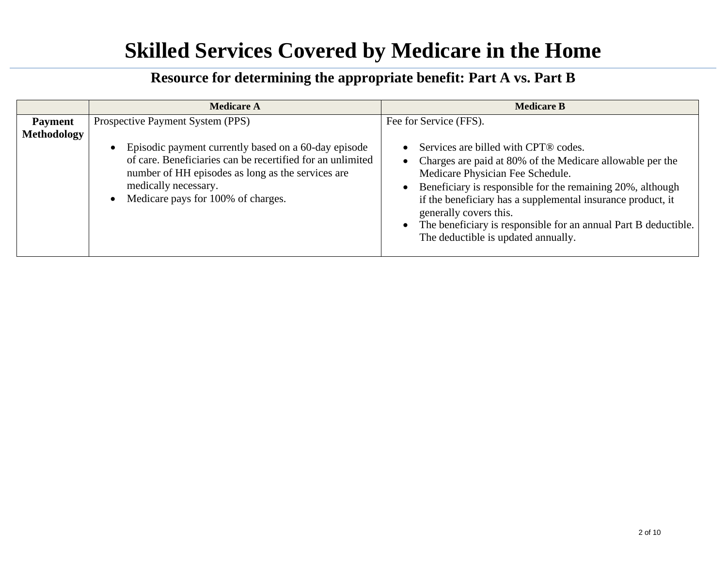# Skilled Services Covered by Medicare in the Home

## Resource for determining the appropriate benefit: Part A vs. Part B

| | Medicare A | Medicare B |
|---|---|---|
| **Payment Methodology** | Prospective Payment System (PPS)<br><br>• Episodic payment currently based on a 60-day episode of care. Beneficiaries can be recertified for an unlimited number of HH episodes as long as the services are medically necessary.<br>• Medicare pays for 100% of charges. | Fee for Service (FFS).<br><br>• Services are billed with CPT® codes.<br>• Charges are paid at 80% of the Medicare allowable per the Medicare Physician Fee Schedule.<br>• Beneficiary is responsible for the remaining 20%, although if the beneficiary has a supplemental insurance product, it generally covers this.<br>• The beneficiary is responsible for an annual Part B deductible. The deductible is updated annually. |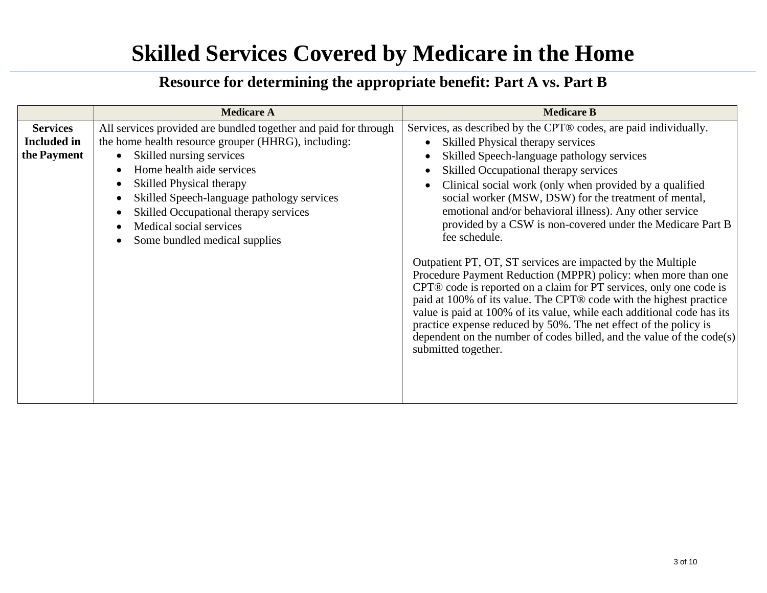# Skilled Services Covered by Medicare in the Home

## Resource for determining the appropriate benefit: Part A vs. Part B

| | Medicare A | Medicare B |
|---|---|---|
| **Services Included in the Payment** | All services provided are bundled together and paid for through the home health resource grouper (HHRG), including:<br>• Skilled nursing services<br>• Home health aide services<br>• Skilled Physical therapy<br>• Skilled Speech-language pathology services<br>• Skilled Occupational therapy services<br>• Medical social services<br>• Some bundled medical supplies | Services, as described by the CPT® codes, are paid individually.<br>• Skilled Physical therapy services<br>• Skilled Speech-language pathology services<br>• Skilled Occupational therapy services<br>• Clinical social work (only when provided by a qualified social worker (MSW, DSW) for the treatment of mental, emotional and/or behavioral illness). Any other service provided by a CSW is non-covered under the Medicare Part B fee schedule.<br><br>Outpatient PT, OT, ST services are impacted by the Multiple Procedure Payment Reduction (MPPR) policy: when more than one CPT® code is reported on a claim for PT services, only one code is paid at 100% of its value. The CPT® code with the highest practice value is paid at 100% of its value, while each additional code has its practice expense reduced by 50%. The net effect of the policy is dependent on the number of codes billed, and the value of the code(s) submitted together. |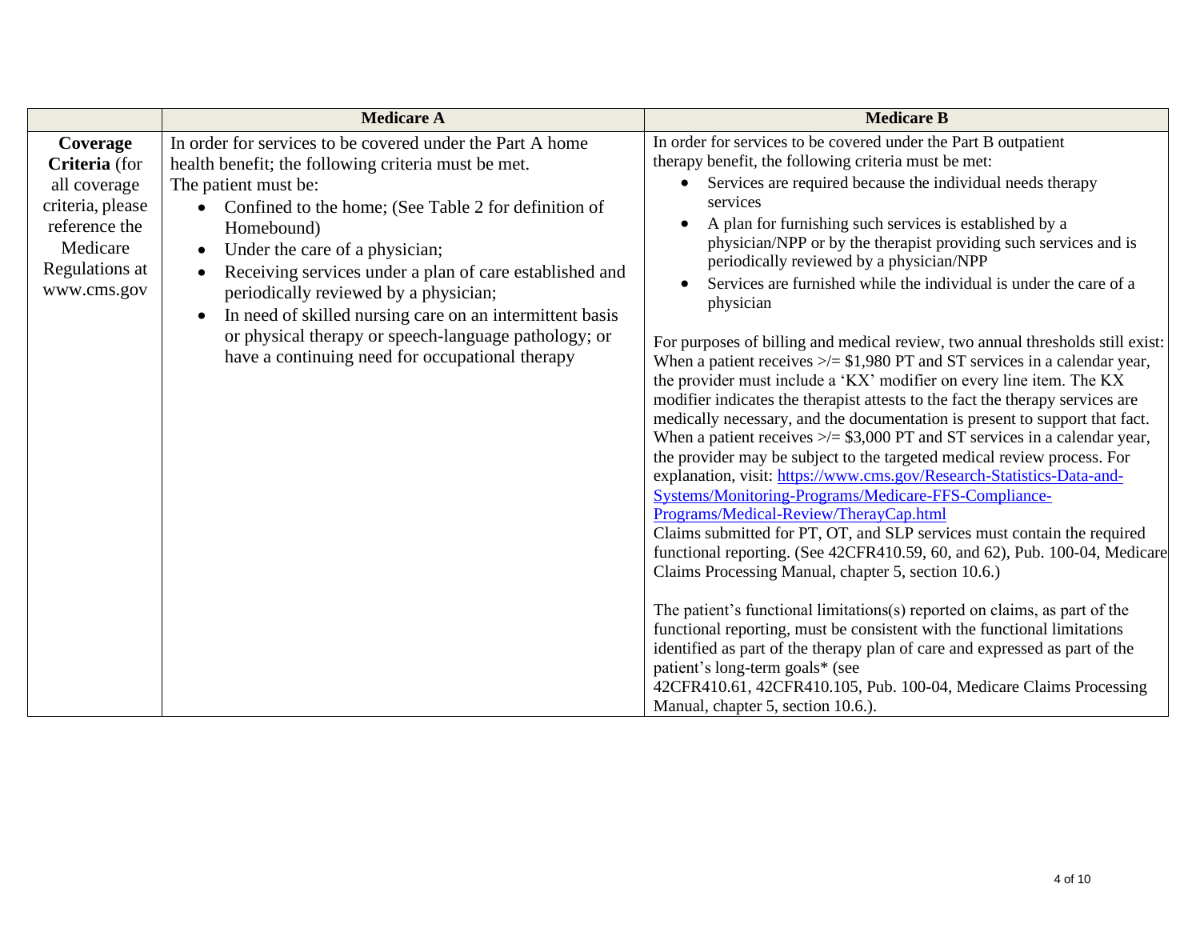| | Medicare A | Medicare B |
|---|---|---|
| **Coverage Criteria** (for all coverage criteria, please reference the Medicare Regulations at www.cms.gov | In order for services to be covered under the Part A home health benefit; the following criteria must be met.<br>The patient must be:<br>• Confined to the home; (See Table 2 for definition of Homebound)<br>• Under the care of a physician;<br>• Receiving services under a plan of care established and periodically reviewed by a physician;<br>• In need of skilled nursing care on an intermittent basis or physical therapy or speech-language pathology; or have a continuing need for occupational therapy | In order for services to be covered under the Part B outpatient therapy benefit, the following criteria must be met:<br>• Services are required because the individual needs therapy services<br>• A plan for furnishing such services is established by a physician/NPP or by the therapist providing such services and is periodically reviewed by a physician/NPP<br>• Services are furnished while the individual is under the care of a physician<br><br>For purposes of billing and medical review, two annual thresholds still exist: When a patient receives >/= $1,980 PT and ST services in a calendar year, the provider must include a 'KX' modifier on every line item. The KX modifier indicates the therapist attests to the fact the therapy services are medically necessary, and the documentation is present to support that fact. When a patient receives >/= $3,000 PT and ST services in a calendar year, the provider may be subject to the targeted medical review process. For explanation, visit: https://www.cms.gov/Research-Statistics-Data-and-Systems/Monitoring-Programs/Medicare-FFS-Compliance-Programs/Medical-Review/TherayCap.html<br>Claims submitted for PT, OT, and SLP services must contain the required functional reporting. (See 42CFR410.59, 60, and 62), Pub. 100-04, Medicare Claims Processing Manual, chapter 5, section 10.6.)<br><br>The patient's functional limitations(s) reported on claims, as part of the functional reporting, must be consistent with the functional limitations identified as part of the therapy plan of care and expressed as part of the patient's long-term goals* (see 42CFR410.61, 42CFR410.105, Pub. 100-04, Medicare Claims Processing Manual, chapter 5, section 10.6.). |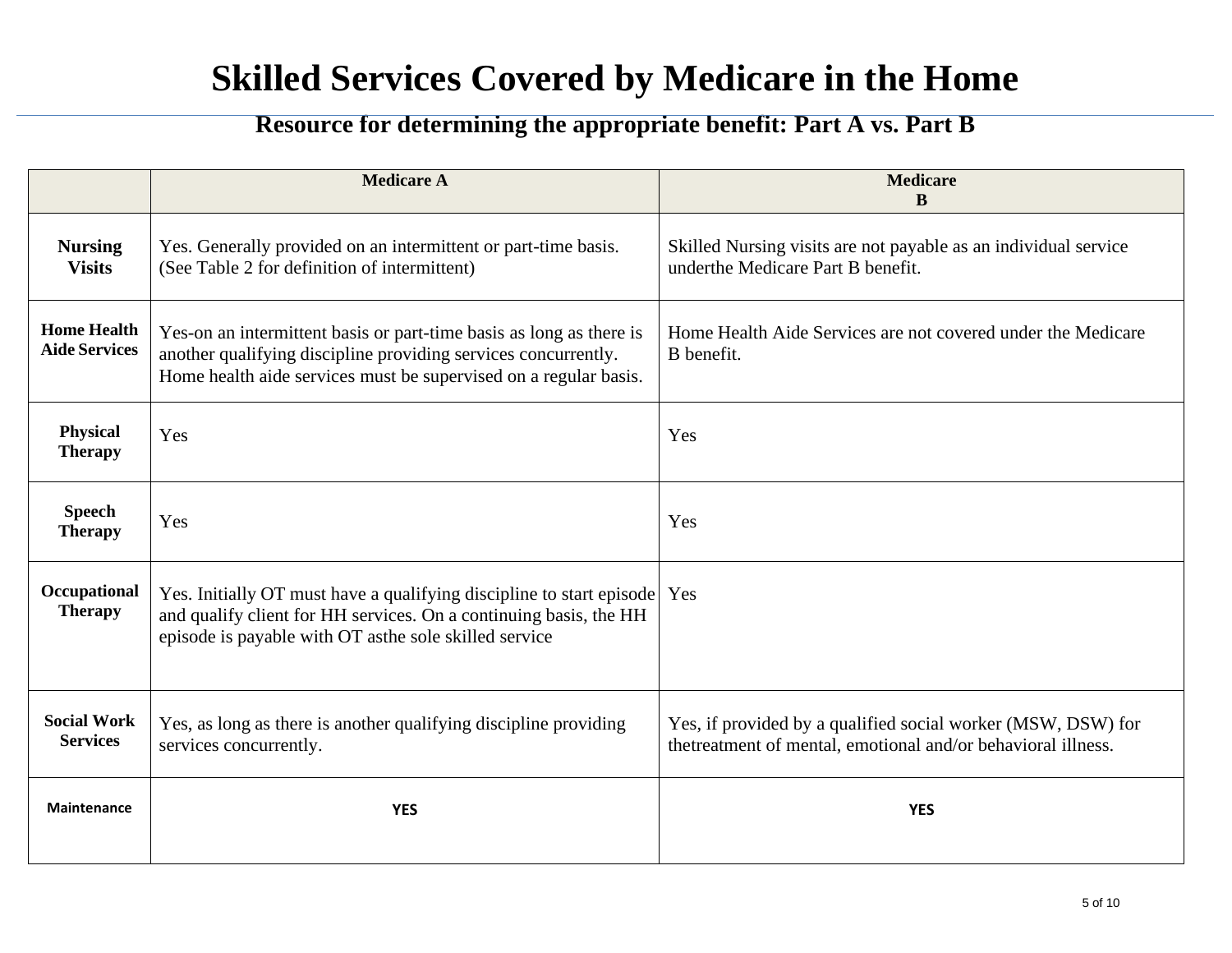# Skilled Services Covered by Medicare in the Home

## Resource for determining the appropriate benefit: Part A vs. Part B

| | Medicare A | Medicare B |
|---|---|---|
| **Nursing Visits** | Yes. Generally provided on an intermittent or part-time basis. (See Table 2 for definition of intermittent) | Skilled Nursing visits are not payable as an individual service underthe Medicare Part B benefit. |
| **Home Health Aide Services** | Yes-on an intermittent basis or part-time basis as long as there is another qualifying discipline providing services concurrently. Home health aide services must be supervised on a regular basis. | Home Health Aide Services are not covered under the Medicare B benefit. |
| **Physical Therapy** | Yes | Yes |
| **Speech Therapy** | Yes | Yes |
| **Occupational Therapy** | Yes. Initially OT must have a qualifying discipline to start episode and qualify client for HH services. On a continuing basis, the HH episode is payable with OT asthe sole skilled service | Yes |
| **Social Work Services** | Yes, as long as there is another qualifying discipline providing services concurrently. | Yes, if provided by a qualified social worker (MSW, DSW) for thetreatment of mental, emotional and/or behavioral illness. |
| **Maintenance** | **YES** | **YES** |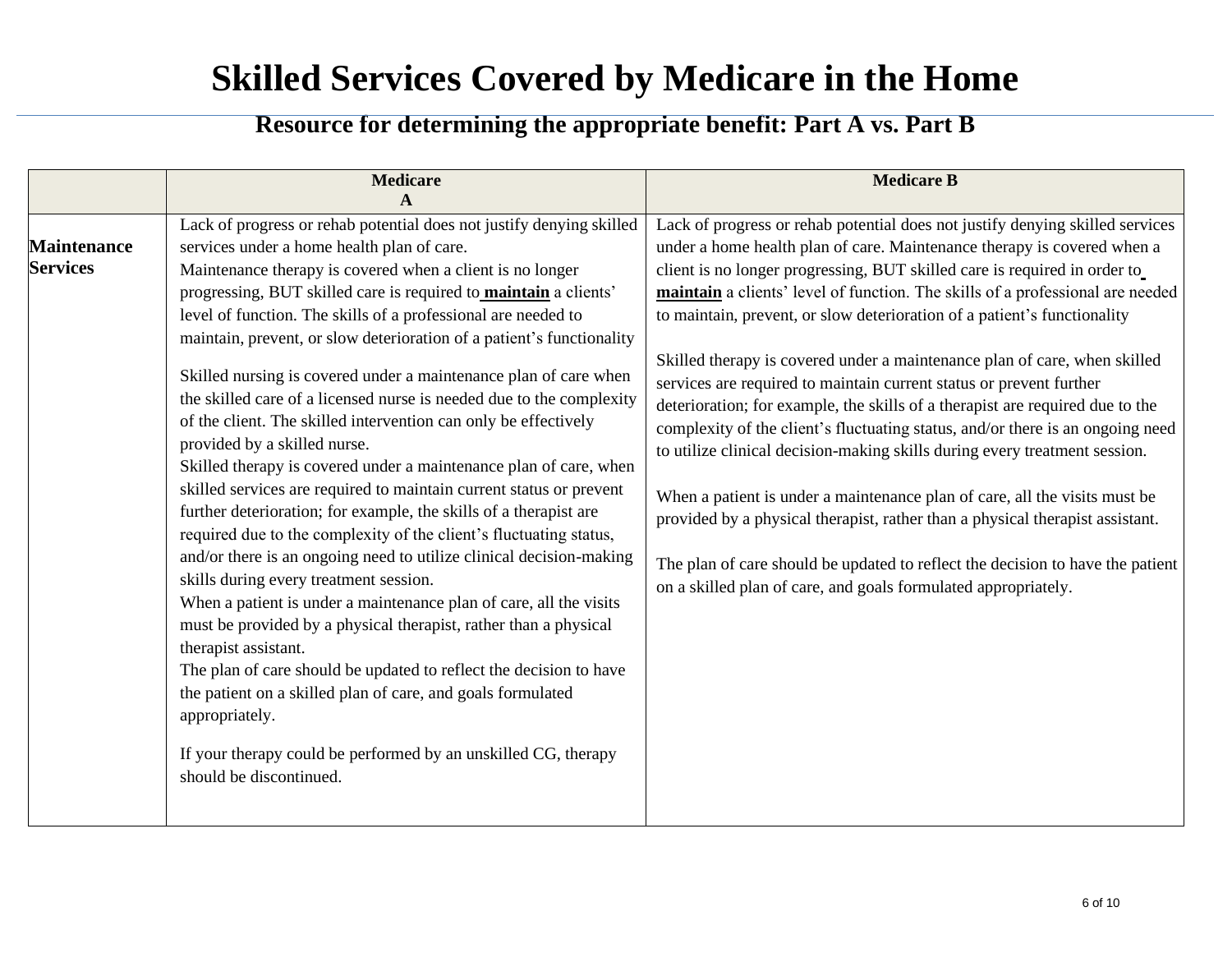# Skilled Services Covered by Medicare in the Home

## Resource for determining the appropriate benefit: Part A vs. Part B

| | Medicare A | Medicare B |
|---|---|---|
| **Maintenance Services** | Lack of progress or rehab potential does not justify denying skilled services under a home health plan of care.<br>Maintenance therapy is covered when a client is no longer progressing, BUT skilled care is required to **maintain** a clients' level of function. The skills of a professional are needed to maintain, prevent, or slow deterioration of a patient's functionality<br><br>Skilled nursing is covered under a maintenance plan of care when the skilled care of a licensed nurse is needed due to the complexity of the client. The skilled intervention can only be effectively provided by a skilled nurse.<br>Skilled therapy is covered under a maintenance plan of care, when skilled services are required to maintain current status or prevent further deterioration; for example, the skills of a therapist are required due to the complexity of the client's fluctuating status, and/or there is an ongoing need to utilize clinical decision-making skills during every treatment session.<br>When a patient is under a maintenance plan of care, all the visits must be provided by a physical therapist, rather than a physical therapist assistant.<br>The plan of care should be updated to reflect the decision to have the patient on a skilled plan of care, and goals formulated appropriately.<br><br>If your therapy could be performed by an unskilled CG, therapy should be discontinued. | Lack of progress or rehab potential does not justify denying skilled services under a home health plan of care. Maintenance therapy is covered when a client is no longer progressing, BUT skilled care is required in order to **maintain** a clients' level of function. The skills of a professional are needed to maintain, prevent, or slow deterioration of a patient's functionality<br><br>Skilled therapy is covered under a maintenance plan of care, when skilled services are required to maintain current status or prevent further deterioration; for example, the skills of a therapist are required due to the complexity of the client's fluctuating status, and/or there is an ongoing need to utilize clinical decision-making skills during every treatment session.<br><br>When a patient is under a maintenance plan of care, all the visits must be provided by a physical therapist, rather than a physical therapist assistant.<br><br>The plan of care should be updated to reflect the decision to have the patient on a skilled plan of care, and goals formulated appropriately. |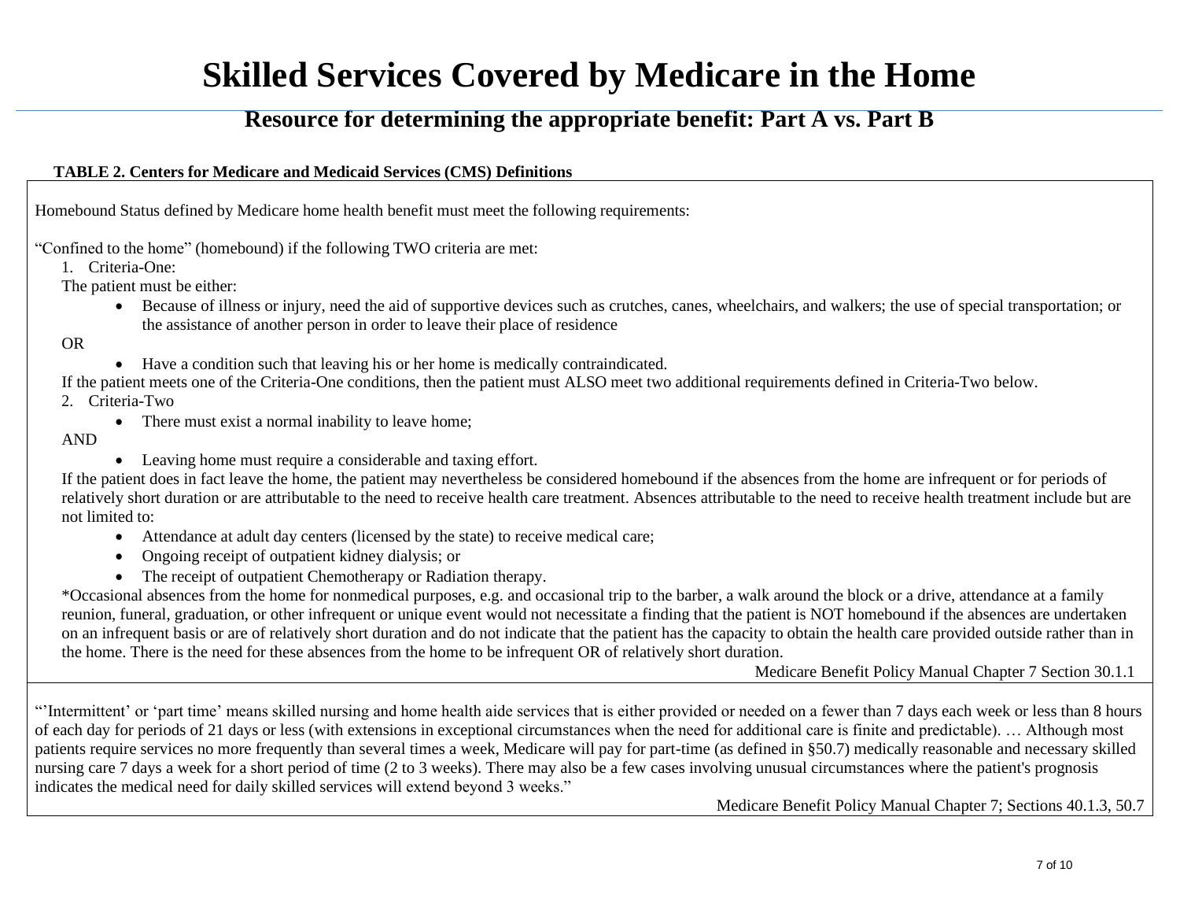# Skilled Services Covered by Medicare in the Home

## Resource for determining the appropriate benefit: Part A vs. Part B

**TABLE 2. Centers for Medicare and Medicaid Services (CMS) Definitions**

Homebound Status defined by Medicare home health benefit must meet the following requirements:

"Confined to the home" (homebound) if the following TWO criteria are met:

1. Criteria-One:

   The patient must be either:

   - Because of illness or injury, need the aid of supportive devices such as crutches, canes, wheelchairs, and walkers; the use of special transportation; or the assistance of another person in order to leave their place of residence

   OR

   - Have a condition such that leaving his or her home is medically contraindicated.

   If the patient meets one of the Criteria-One conditions, then the patient must ALSO meet two additional requirements defined in Criteria-Two below.

2. Criteria-Two

   - There must exist a normal inability to leave home;

   AND

   - Leaving home must require a considerable and taxing effort.

   If the patient does in fact leave the home, the patient may nevertheless be considered homebound if the absences from the home are infrequent or for periods of relatively short duration or are attributable to the need to receive health care treatment. Absences attributable to the need to receive health treatment include but are not limited to:

   - Attendance at adult day centers (licensed by the state) to receive medical care;
   - Ongoing receipt of outpatient kidney dialysis; or
   - The receipt of outpatient Chemotherapy or Radiation therapy.

   *Occasional absences from the home for nonmedical purposes, e.g. and occasional trip to the barber, a walk around the block or a drive, attendance at a family reunion, funeral, graduation, or other infrequent or unique event would not necessitate a finding that the patient is NOT homebound if the absences are undertaken on an infrequent basis or are of relatively short duration and do not indicate that the patient has the capacity to obtain the health care provided outside rather than in the home. There is the need for these absences from the home to be infrequent OR of relatively short duration.

Medicare Benefit Policy Manual Chapter 7 Section 30.1.1

"'Intermittent' or 'part time' means skilled nursing and home health aide services that is either provided or needed on a fewer than 7 days each week or less than 8 hours of each day for periods of 21 days or less (with extensions in exceptional circumstances when the need for additional care is finite and predictable). … Although most patients require services no more frequently than several times a week, Medicare will pay for part-time (as defined in §50.7) medically reasonable and necessary skilled nursing care 7 days a week for a short period of time (2 to 3 weeks). There may also be a few cases involving unusual circumstances where the patient's prognosis indicates the medical need for daily skilled services will extend beyond 3 weeks."

Medicare Benefit Policy Manual Chapter 7; Sections 40.1.3, 50.7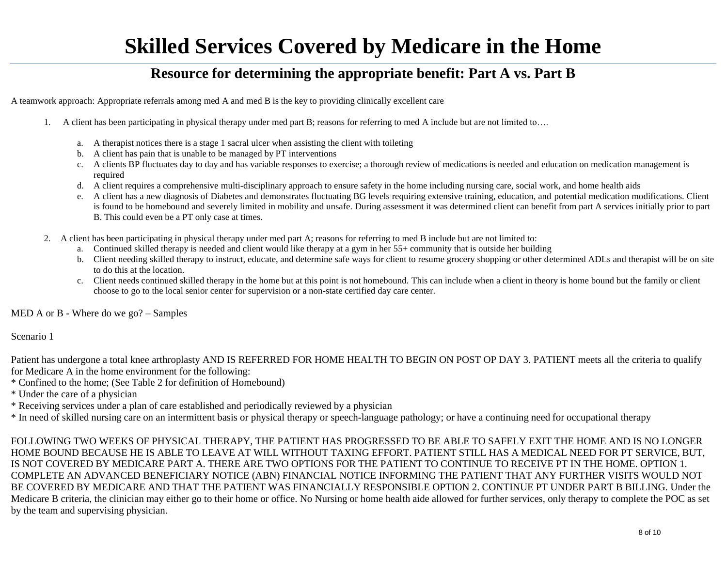# Skilled Services Covered by Medicare in the Home

## Resource for determining the appropriate benefit: Part A vs. Part B

A teamwork approach: Appropriate referrals among med A and med B is the key to providing clinically excellent care

1. A client has been participating in physical therapy under med part B; reasons for referring to med A include but are not limited to….

   a. A therapist notices there is a stage 1 sacral ulcer when assisting the client with toileting
   b. A client has pain that is unable to be managed by PT interventions
   c. A clients BP fluctuates day to day and has variable responses to exercise; a thorough review of medications is needed and education on medication management is required
   d. A client requires a comprehensive multi-disciplinary approach to ensure safety in the home including nursing care, social work, and home health aids
   e. A client has a new diagnosis of Diabetes and demonstrates fluctuating BG levels requiring extensive training, education, and potential medication modifications. Client is found to be homebound and severely limited in mobility and unsafe. During assessment it was determined client can benefit from part A services initially prior to part B. This could even be a PT only case at times.

2. A client has been participating in physical therapy under med part A; reasons for referring to med B include but are not limited to:
   a. Continued skilled therapy is needed and client would like therapy at a gym in her 55+ community that is outside her building
   b. Client needing skilled therapy to instruct, educate, and determine safe ways for client to resume grocery shopping or other determined ADLs and therapist will be on site to do this at the location.
   c. Client needs continued skilled therapy in the home but at this point is not homebound. This can include when a client in theory is home bound but the family or client choose to go to the local senior center for supervision or a non-state certified day care center.

MED A or B - Where do we go? – Samples

Scenario 1

Patient has undergone a total knee arthroplasty AND IS REFERRED FOR HOME HEALTH TO BEGIN ON POST OP DAY 3. PATIENT meets all the criteria to qualify for Medicare A in the home environment for the following:
* Confined to the home; (See Table 2 for definition of Homebound)
* Under the care of a physician
* Receiving services under a plan of care established and periodically reviewed by a physician
* In need of skilled nursing care on an intermittent basis or physical therapy or speech-language pathology; or have a continuing need for occupational therapy

FOLLOWING TWO WEEKS OF PHYSICAL THERAPY, THE PATIENT HAS PROGRESSED TO BE ABLE TO SAFELY EXIT THE HOME AND IS NO LONGER HOME BOUND BECAUSE HE IS ABLE TO LEAVE AT WILL WITHOUT TAXING EFFORT. PATIENT STILL HAS A MEDICAL NEED FOR PT SERVICE, BUT, IS NOT COVERED BY MEDICARE PART A. THERE ARE TWO OPTIONS FOR THE PATIENT TO CONTINUE TO RECEIVE PT IN THE HOME. OPTION 1. COMPLETE AN ADVANCED BENEFICIARY NOTICE (ABN) FINANCIAL NOTICE INFORMING THE PATIENT THAT ANY FURTHER VISITS WOULD NOT BE COVERED BY MEDICARE AND THAT THE PATIENT WAS FINANCIALLY RESPONSIBLE OPTION 2. CONTINUE PT UNDER PART B BILLING. Under the Medicare B criteria, the clinician may either go to their home or office. No Nursing or home health aide allowed for further services, only therapy to complete the POC as set by the team and supervising physician.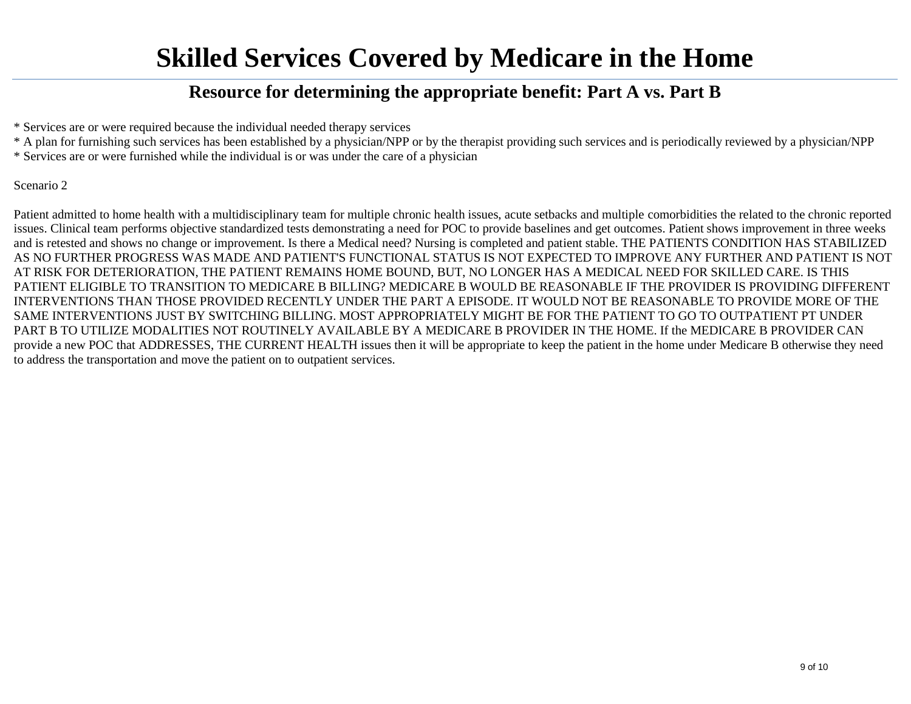# Skilled Services Covered by Medicare in the Home

## Resource for determining the appropriate benefit: Part A vs. Part B

* Services are or were required because the individual needed therapy services
* A plan for furnishing such services has been established by a physician/NPP or by the therapist providing such services and is periodically reviewed by a physician/NPP
* Services are or were furnished while the individual is or was under the care of a physician

Scenario 2

Patient admitted to home health with a multidisciplinary team for multiple chronic health issues, acute setbacks and multiple comorbidities the related to the chronic reported issues. Clinical team performs objective standardized tests demonstrating a need for POC to provide baselines and get outcomes. Patient shows improvement in three weeks and is retested and shows no change or improvement. Is there a Medical need? Nursing is completed and patient stable. THE PATIENTS CONDITION HAS STABILIZED AS NO FURTHER PROGRESS WAS MADE AND PATIENT'S FUNCTIONAL STATUS IS NOT EXPECTED TO IMPROVE ANY FURTHER AND PATIENT IS NOT AT RISK FOR DETERIORATION, THE PATIENT REMAINS HOME BOUND, BUT, NO LONGER HAS A MEDICAL NEED FOR SKILLED CARE. IS THIS PATIENT ELIGIBLE TO TRANSITION TO MEDICARE B BILLING? MEDICARE B WOULD BE REASONABLE IF THE PROVIDER IS PROVIDING DIFFERENT INTERVENTIONS THAN THOSE PROVIDED RECENTLY UNDER THE PART A EPISODE. IT WOULD NOT BE REASONABLE TO PROVIDE MORE OF THE SAME INTERVENTIONS JUST BY SWITCHING BILLING. MOST APPROPRIATELY MIGHT BE FOR THE PATIENT TO GO TO OUTPATIENT PT UNDER PART B TO UTILIZE MODALITIES NOT ROUTINELY AVAILABLE BY A MEDICARE B PROVIDER IN THE HOME. If the MEDICARE B PROVIDER CAN provide a new POC that ADDRESSES, THE CURRENT HEALTH issues then it will be appropriate to keep the patient in the home under Medicare B otherwise they need to address the transportation and move the patient on to outpatient services.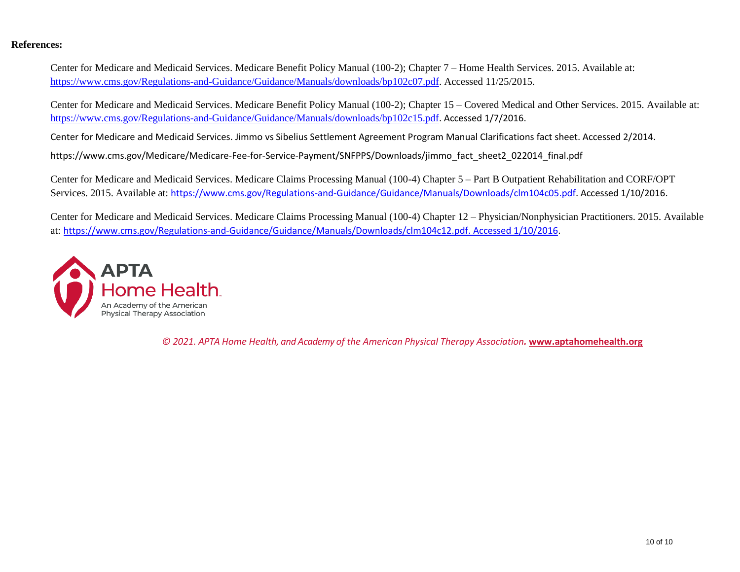**References:**

Center for Medicare and Medicaid Services. Medicare Benefit Policy Manual (100-2); Chapter 7 – Home Health Services. 2015. Available at: https://www.cms.gov/Regulations-and-Guidance/Guidance/Manuals/downloads/bp102c07.pdf. Accessed 11/25/2015.

Center for Medicare and Medicaid Services. Medicare Benefit Policy Manual (100-2); Chapter 15 – Covered Medical and Other Services. 2015. Available at: https://www.cms.gov/Regulations-and-Guidance/Guidance/Manuals/downloads/bp102c15.pdf. Accessed 1/7/2016.

Center for Medicare and Medicaid Services. Jimmo vs Sibelius Settlement Agreement Program Manual Clarifications fact sheet. Accessed 2/2014.

https://www.cms.gov/Medicare/Medicare-Fee-for-Service-Payment/SNFPPS/Downloads/jimmo_fact_sheet2_022014_final.pdf

Center for Medicare and Medicaid Services. Medicare Claims Processing Manual (100-4) Chapter 5 – Part B Outpatient Rehabilitation and CORF/OPT Services. 2015. Available at: https://www.cms.gov/Regulations-and-Guidance/Guidance/Manuals/Downloads/clm104c05.pdf. Accessed 1/10/2016.

Center for Medicare and Medicaid Services. Medicare Claims Processing Manual (100-4) Chapter 12 – Physician/Nonphysician Practitioners. 2015. Available at: https://www.cms.gov/Regulations-and-Guidance/Guidance/Manuals/Downloads/clm104c12.pdf. Accessed 1/10/2016.

APTA Home Health
An Academy of the American Physical Therapy Association

*© 2021. APTA Home Health, and Academy of the American Physical Therapy Association.* **www.aptahomehealth.org**